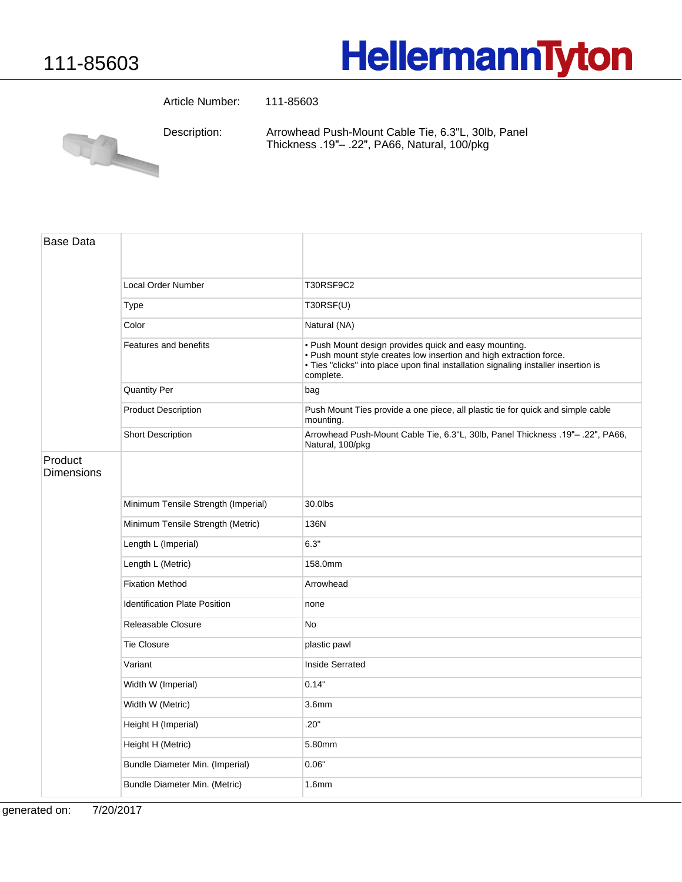# 111-85603

HellermannTyton

Article Number: 111-85603

Description: Arrowhead Push-Mount Cable Tie, 6.3"L, 30lb, Panel Thickness .19"– .22", PA66, Natural, 100/pkg

| Base Data | | |
|---|---|---|
| | Local Order Number | T30RSF9C2 |
| | Type | T30RSF(U) |
| | Color | Natural (NA) |
| | Features and benefits | • Push Mount design provides quick and easy mounting.<br>• Push mount style creates low insertion and high extraction force.<br>• Ties "clicks" into place upon final installation signaling installer insertion is complete. |
| | Quantity Per | bag |
| | Product Description | Push Mount Ties provide a one piece, all plastic tie for quick and simple cable mounting. |
| | Short Description | Arrowhead Push-Mount Cable Tie, 6.3"L, 30lb, Panel Thickness .19"– .22", PA66, Natural, 100/pkg |
| Product Dimensions | | |
| | Minimum Tensile Strength (Imperial) | 30.0lbs |
| | Minimum Tensile Strength (Metric) | 136N |
| | Length L (Imperial) | 6.3" |
| | Length L (Metric) | 158.0mm |
| | Fixation Method | Arrowhead |
| | Identification Plate Position | none |
| | Releasable Closure | No |
| | Tie Closure | plastic pawl |
| | Variant | Inside Serrated |
| | Width W (Imperial) | 0.14" |
| | Width W (Metric) | 3.6mm |
| | Height H (Imperial) | .20" |
| | Height H (Metric) | 5.80mm |
| | Bundle Diameter Min. (Imperial) | 0.06" |
| | Bundle Diameter Min. (Metric) | 1.6mm |

generated on: 7/20/2017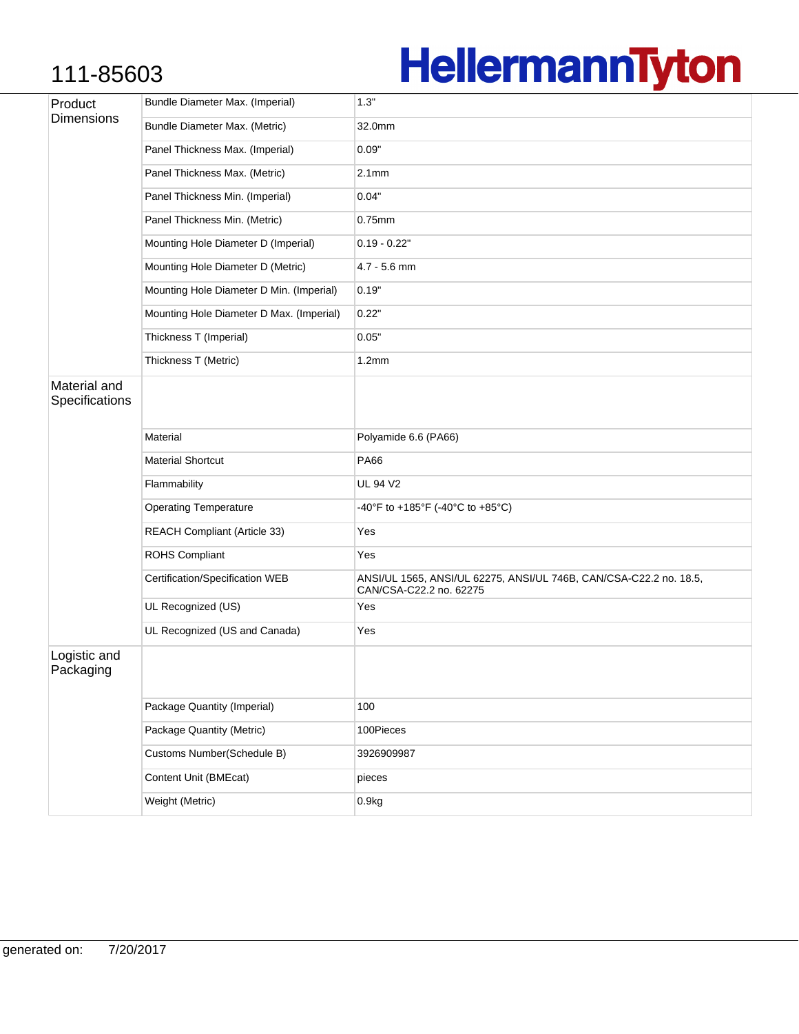111-85603

| | | |
|---|---|---|
| Product Dimensions | Bundle Diameter Max. (Imperial) | 1.3" |
| | Bundle Diameter Max. (Metric) | 32.0mm |
| | Panel Thickness Max. (Imperial) | 0.09" |
| | Panel Thickness Max. (Metric) | 2.1mm |
| | Panel Thickness Min. (Imperial) | 0.04" |
| | Panel Thickness Min. (Metric) | 0.75mm |
| | Mounting Hole Diameter D (Imperial) | 0.19 - 0.22" |
| | Mounting Hole Diameter D (Metric) | 4.7 - 5.6 mm |
| | Mounting Hole Diameter D Min. (Imperial) | 0.19" |
| | Mounting Hole Diameter D Max. (Imperial) | 0.22" |
| | Thickness T (Imperial) | 0.05" |
| | Thickness T (Metric) | 1.2mm |
| Material and Specifications | | |
| | Material | Polyamide 6.6 (PA66) |
| | Material Shortcut | PA66 |
| | Flammability | UL 94 V2 |
| | Operating Temperature | -40°F to +185°F (-40°C to +85°C) |
| | REACH Compliant (Article 33) | Yes |
| | ROHS Compliant | Yes |
| | Certification/Specification WEB | ANSI/UL 1565, ANSI/UL 62275, ANSI/UL 746B, CAN/CSA-C22.2 no. 18.5, CAN/CSA-C22.2 no. 62275 |
| | UL Recognized (US) | Yes |
| | UL Recognized (US and Canada) | Yes |
| Logistic and Packaging | | |
| | Package Quantity (Imperial) | 100 |
| | Package Quantity (Metric) | 100Pieces |
| | Customs Number(Schedule B) | 3926909987 |
| | Content Unit (BMEcat) | pieces |
| | Weight (Metric) | 0.9kg |

generated on: 7/20/2017